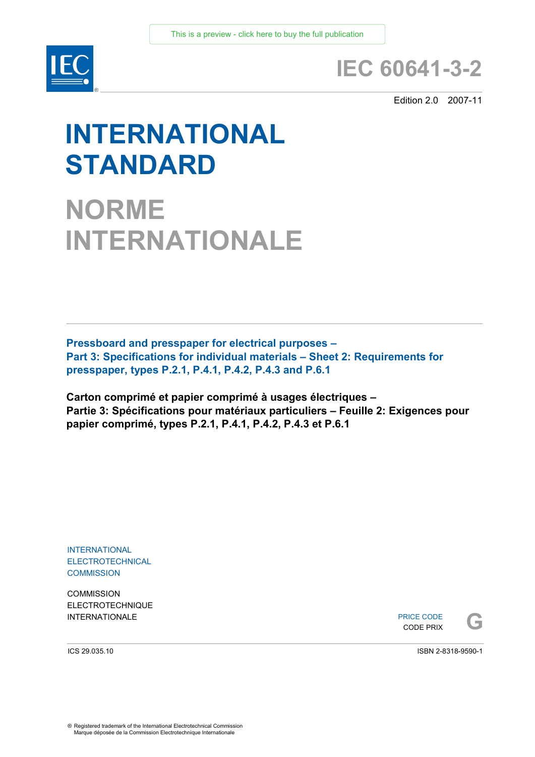This is a preview - click here to buy the full publication

# IEC 60641-3-2

Edition 2.0 2007-11

# INTERNATIONAL STANDARD

# NORME INTERNATIONALE

**Pressboard and presspaper for electrical purposes –
Part 3: Specifications for individual materials – Sheet 2: Requirements for presspaper, types P.2.1, P.4.1, P.4.2, P.4.3 and P.6.1**

**Carton comprimé et papier comprimé à usages électriques –
Partie 3: Spécifications pour matériaux particuliers – Feuille 2: Exigences pour papier comprimé, types P.2.1, P.4.1, P.4.2, P.4.3 et P.6.1**

INTERNATIONAL ELECTROTECHNICAL COMMISSION

COMMISSION ELECTROTECHNIQUE INTERNATIONALE

PRICE CODE
CODE PRIX **G**

ICS 29.035.10

ISBN 2-8318-9590-1

® Registered trademark of the International Electrotechnical Commission
Marque déposée de la Commission Electrotechnique Internationale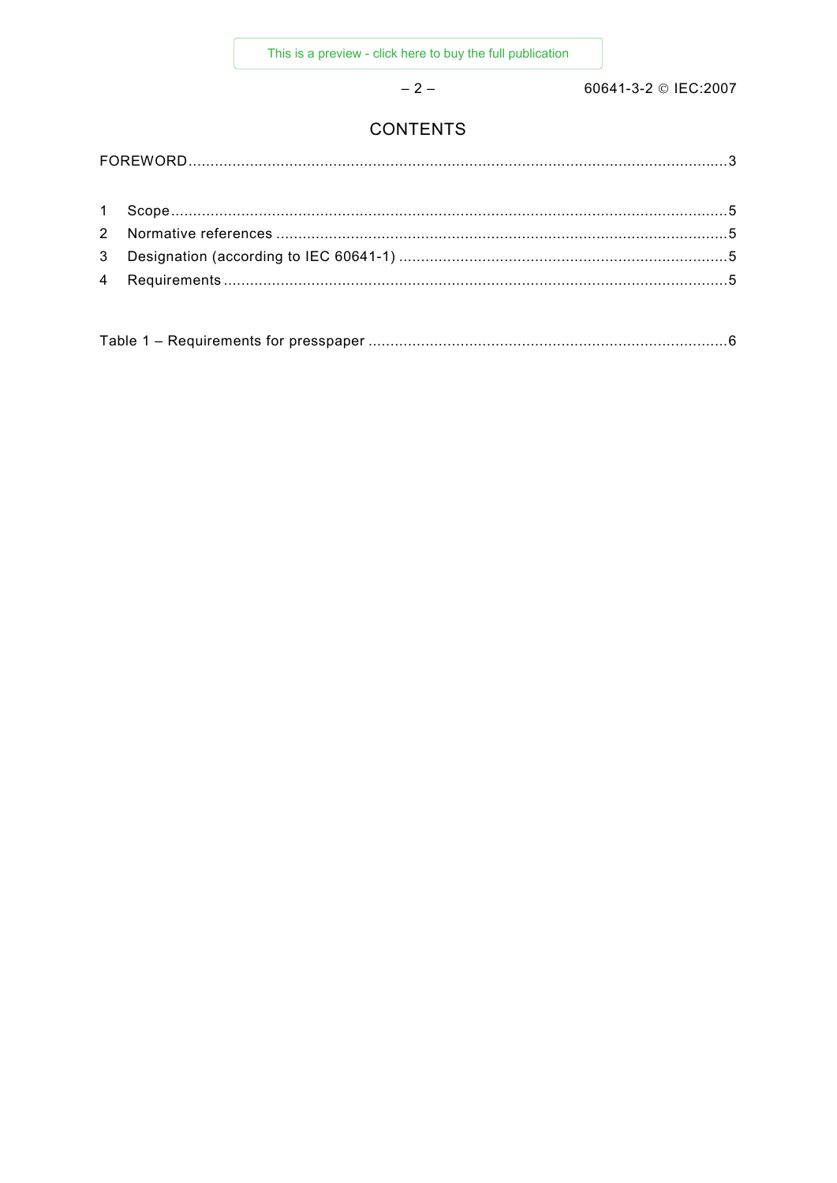# CONTENTS

FOREWORD....................................................................................................................3

1 Scope....................................................................................................................5
2 Normative references ....................................................................................................5
3 Designation (according to IEC 60641-1) ..........................................................................5
4 Requirements ..............................................................................................................5

Table 1 – Requirements for presspaper ................................................................................6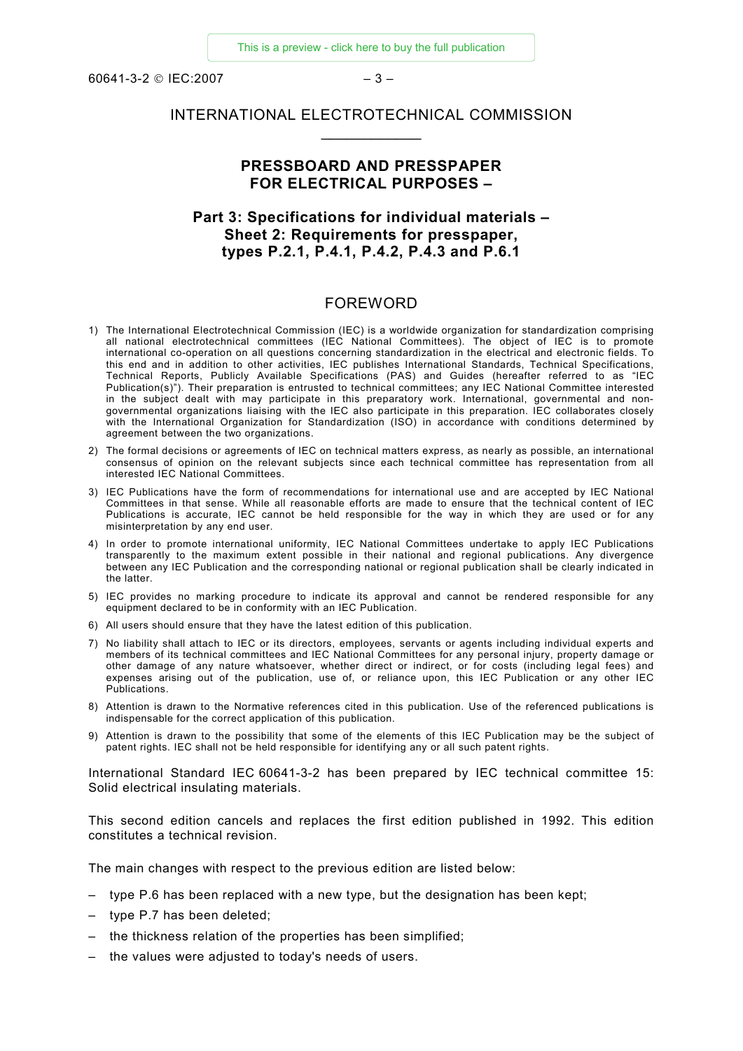# INTERNATIONAL ELECTROTECHNICAL COMMISSION

## PRESSBOARD AND PRESSPAPER FOR ELECTRICAL PURPOSES –

## Part 3: Specifications for individual materials – Sheet 2: Requirements for presspaper, types P.2.1, P.4.1, P.4.2, P.4.3 and P.6.1

## FOREWORD

1) The International Electrotechnical Commission (IEC) is a worldwide organization for standardization comprising all national electrotechnical committees (IEC National Committees). The object of IEC is to promote international co-operation on all questions concerning standardization in the electrical and electronic fields. To this end and in addition to other activities, IEC publishes International Standards, Technical Specifications, Technical Reports, Publicly Available Specifications (PAS) and Guides (hereafter referred to as "IEC Publication(s)"). Their preparation is entrusted to technical committees; any IEC National Committee interested in the subject dealt with may participate in this preparatory work. International, governmental and non-governmental organizations liaising with the IEC also participate in this preparation. IEC collaborates closely with the International Organization for Standardization (ISO) in accordance with conditions determined by agreement between the two organizations.
2) The formal decisions or agreements of IEC on technical matters express, as nearly as possible, an international consensus of opinion on the relevant subjects since each technical committee has representation from all interested IEC National Committees.
3) IEC Publications have the form of recommendations for international use and are accepted by IEC National Committees in that sense. While all reasonable efforts are made to ensure that the technical content of IEC Publications is accurate, IEC cannot be held responsible for the way in which they are used or for any misinterpretation by any end user.
4) In order to promote international uniformity, IEC National Committees undertake to apply IEC Publications transparently to the maximum extent possible in their national and regional publications. Any divergence between any IEC Publication and the corresponding national or regional publication shall be clearly indicated in the latter.
5) IEC provides no marking procedure to indicate its approval and cannot be rendered responsible for any equipment declared to be in conformity with an IEC Publication.
6) All users should ensure that they have the latest edition of this publication.
7) No liability shall attach to IEC or its directors, employees, servants or agents including individual experts and members of its technical committees and IEC National Committees for any personal injury, property damage or other damage of any nature whatsoever, whether direct or indirect, or for costs (including legal fees) and expenses arising out of the publication, use of, or reliance upon, this IEC Publication or any other IEC Publications.
8) Attention is drawn to the Normative references cited in this publication. Use of the referenced publications is indispensable for the correct application of this publication.
9) Attention is drawn to the possibility that some of the elements of this IEC Publication may be the subject of patent rights. IEC shall not be held responsible for identifying any or all such patent rights.

International Standard IEC 60641-3-2 has been prepared by IEC technical committee 15: Solid electrical insulating materials.

This second edition cancels and replaces the first edition published in 1992. This edition constitutes a technical revision.

The main changes with respect to the previous edition are listed below:

– type P.6 has been replaced with a new type, but the designation has been kept;
– type P.7 has been deleted;
– the thickness relation of the properties has been simplified;
– the values were adjusted to today's needs of users.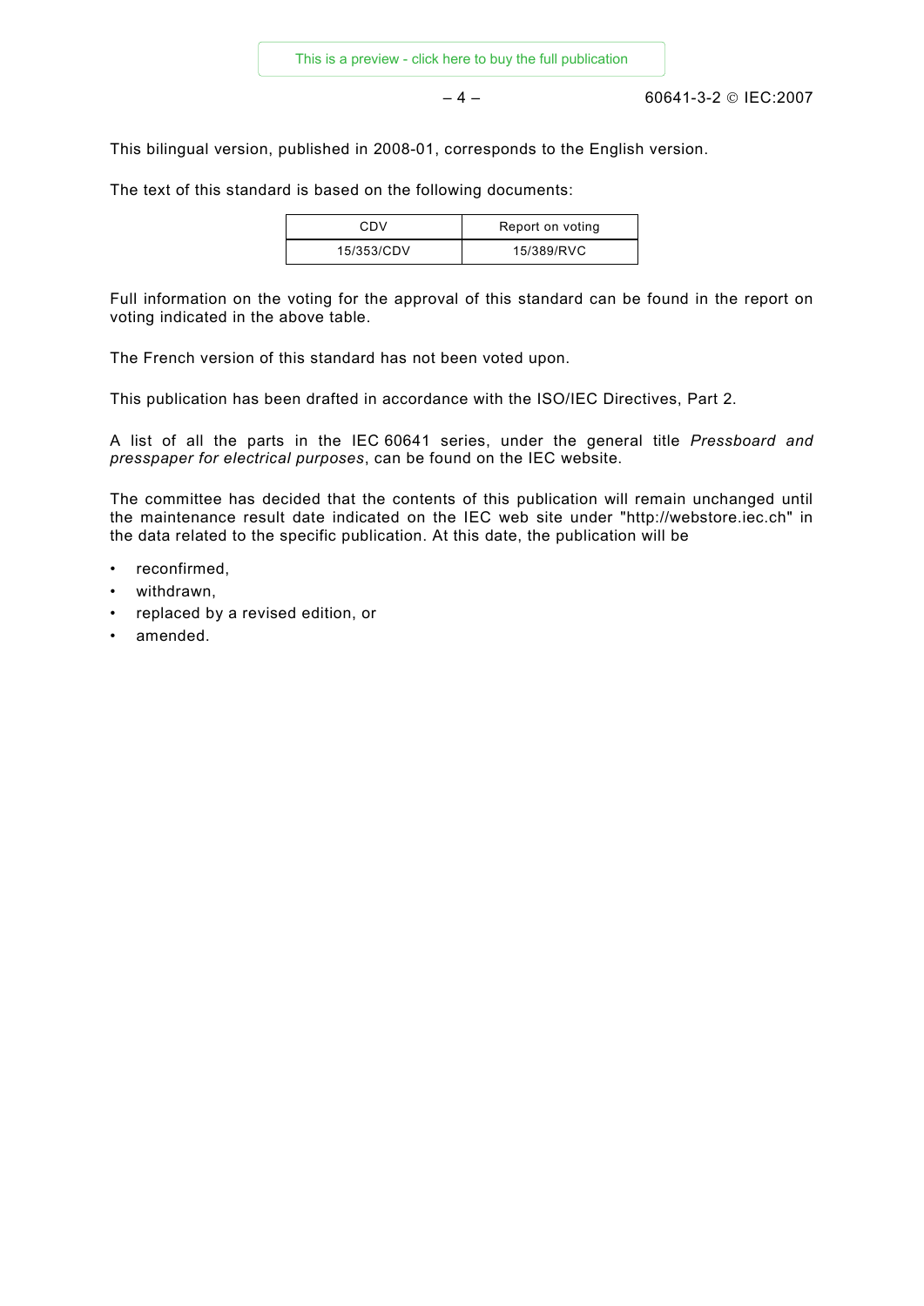This bilingual version, published in 2008-01, corresponds to the English version.

The text of this standard is based on the following documents:

| CDV | Report on voting |
| --- | --- |
| 15/353/CDV | 15/389/RVC |

Full information on the voting for the approval of this standard can be found in the report on voting indicated in the above table.

The French version of this standard has not been voted upon.

This publication has been drafted in accordance with the ISO/IEC Directives, Part 2.

A list of all the parts in the IEC 60641 series, under the general title *Pressboard and presspaper for electrical purposes*, can be found on the IEC website.

The committee has decided that the contents of this publication will remain unchanged until the maintenance result date indicated on the IEC web site under "http://webstore.iec.ch" in the data related to the specific publication. At this date, the publication will be

- reconfirmed,
- withdrawn,
- replaced by a revised edition, or
- amended.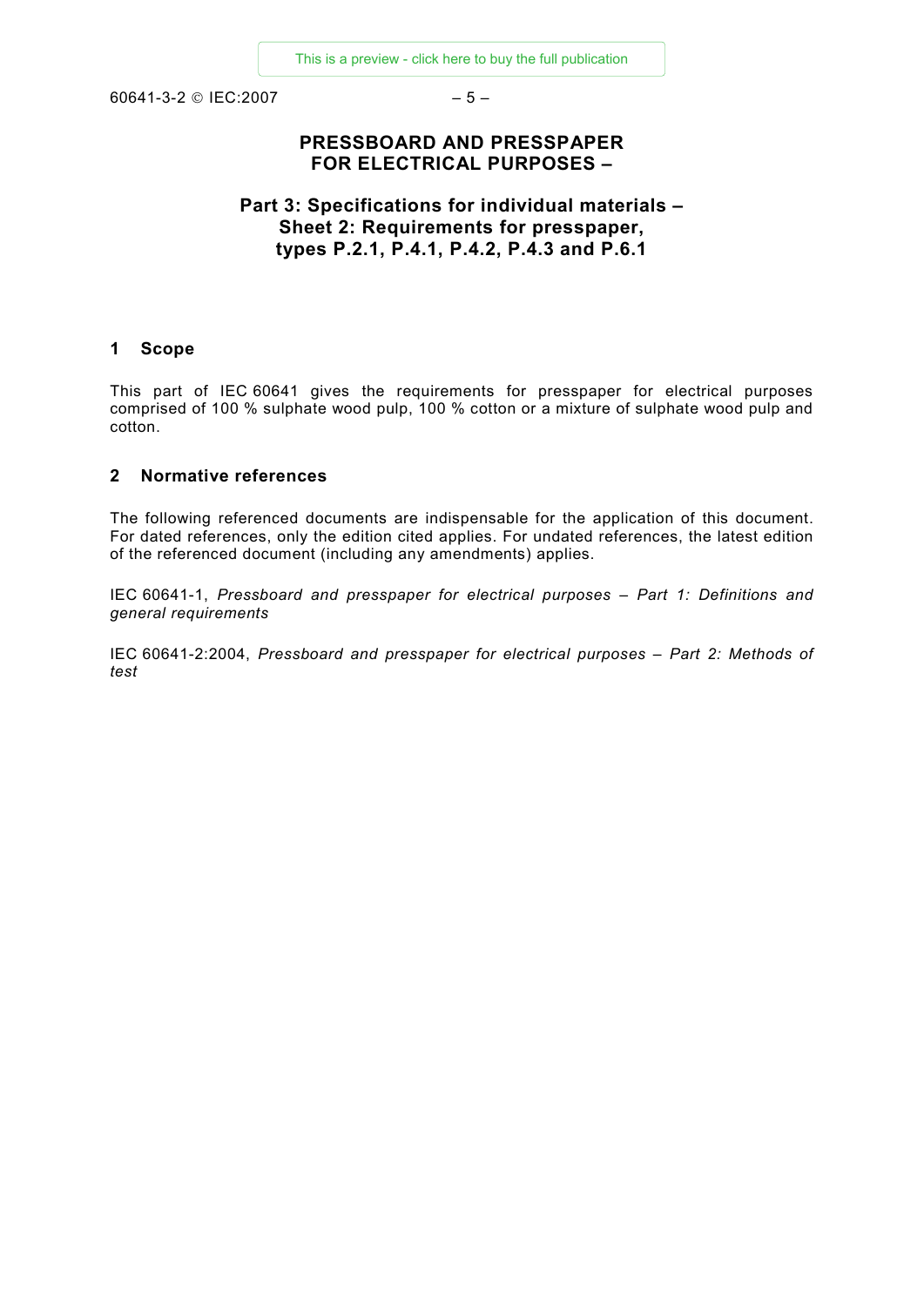# PRESSBOARD AND PRESSPAPER FOR ELECTRICAL PURPOSES –

## Part 3: Specifications for individual materials – Sheet 2: Requirements for presspaper, types P.2.1, P.4.1, P.4.2, P.4.3 and P.6.1

## 1 Scope

This part of IEC 60641 gives the requirements for presspaper for electrical purposes comprised of 100 % sulphate wood pulp, 100 % cotton or a mixture of sulphate wood pulp and cotton.

## 2 Normative references

The following referenced documents are indispensable for the application of this document. For dated references, only the edition cited applies. For undated references, the latest edition of the referenced document (including any amendments) applies.

IEC 60641-1, *Pressboard and presspaper for electrical purposes – Part 1: Definitions and general requirements*

IEC 60641-2:2004, *Pressboard and presspaper for electrical purposes – Part 2: Methods of test*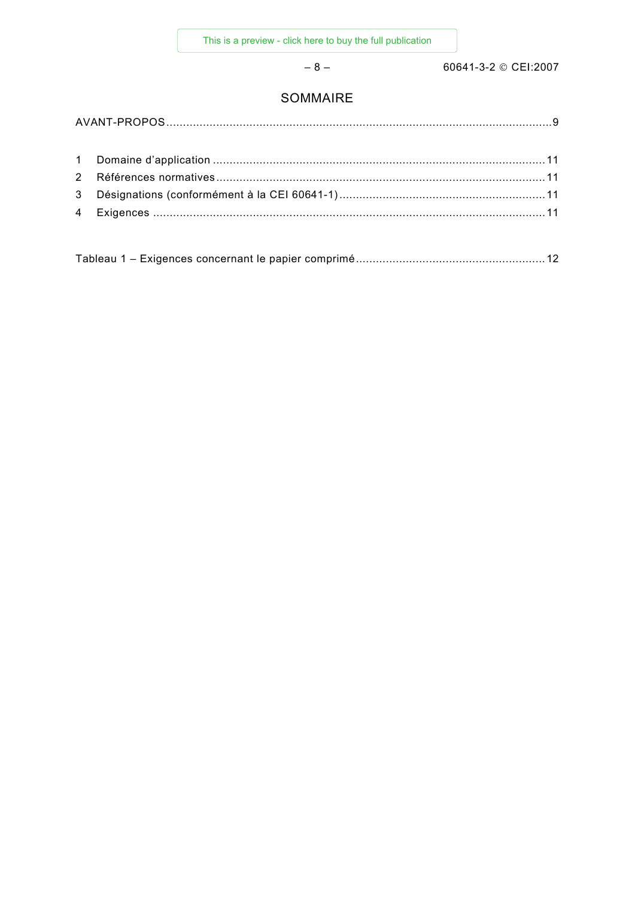# SOMMAIRE

AVANT-PROPOS ........................................................................................................................ 9

1 Domaine d'application ...................................................................................................... 11
2 Références normatives ...................................................................................................... 11
3 Désignations (conformément à la CEI 60641-1) ................................................................ 11
4 Exigences ......................................................................................................................... 11

Tableau 1 – Exigences concernant le papier comprimé ........................................................ 12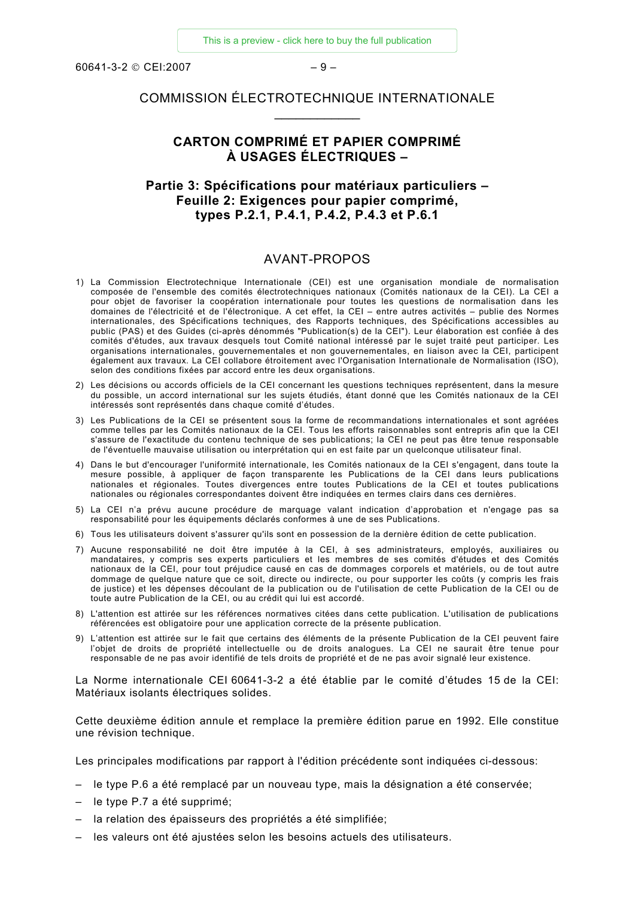COMMISSION ÉLECTROTECHNIQUE INTERNATIONALE

___________

# CARTON COMPRIMÉ ET PAPIER COMPRIMÉ À USAGES ÉLECTRIQUES –

## Partie 3: Spécifications pour matériaux particuliers – Feuille 2: Exigences pour papier comprimé, types P.2.1, P.4.1, P.4.2, P.4.3 et P.6.1

## AVANT-PROPOS

1) La Commission Electrotechnique Internationale (CEI) est une organisation mondiale de normalisation composée de l'ensemble des comités électrotechniques nationaux (Comités nationaux de la CEI). La CEI a pour objet de favoriser la coopération internationale pour toutes les questions de normalisation dans les domaines de l'électricité et de l'électronique. A cet effet, la CEI – entre autres activités – publie des Normes internationales, des Spécifications techniques, des Rapports techniques, des Spécifications accessibles au public (PAS) et des Guides (ci-après dénommés "Publication(s) de la CEI"). Leur élaboration est confiée à des comités d'études, aux travaux desquels tout Comité national intéressé par le sujet traité peut participer. Les organisations internationales, gouvernementales et non gouvernementales, en liaison avec la CEI, participent également aux travaux. La CEI collabore étroitement avec l'Organisation Internationale de Normalisation (ISO), selon des conditions fixées par accord entre les deux organisations.
2) Les décisions ou accords officiels de la CEI concernant les questions techniques représentent, dans la mesure du possible, un accord international sur les sujets étudiés, étant donné que les Comités nationaux de la CEI intéressés sont représentés dans chaque comité d'études.
3) Les Publications de la CEI se présentent sous la forme de recommandations internationales et sont agréées comme telles par les Comités nationaux de la CEI. Tous les efforts raisonnables sont entrepris afin que la CEI s'assure de l'exactitude du contenu technique de ses publications; la CEI ne peut pas être tenue responsable de l'éventuelle mauvaise utilisation ou interprétation qui en est faite par un quelconque utilisateur final.
4) Dans le but d'encourager l'uniformité internationale, les Comités nationaux de la CEI s'engagent, dans toute la mesure possible, à appliquer de façon transparente les Publications de la CEI dans leurs publications nationales et régionales. Toutes divergences entre toutes Publications de la CEI et toutes publications nationales ou régionales correspondantes doivent être indiquées en termes clairs dans ces dernières.
5) La CEI n'a prévu aucune procédure de marquage valant indication d'approbation et n'engage pas sa responsabilité pour les équipements déclarés conformes à une de ses Publications.
6) Tous les utilisateurs doivent s'assurer qu'ils sont en possession de la dernière édition de cette publication.
7) Aucune responsabilité ne doit être imputée à la CEI, à ses administrateurs, employés, auxiliaires ou mandataires, y compris ses experts particuliers et les membres de ses comités d'études et des Comités nationaux de la CEI, pour tout préjudice causé en cas de dommages corporels et matériels, ou de tout autre dommage de quelque nature que ce soit, directe ou indirecte, ou pour supporter les coûts (y compris les frais de justice) et les dépenses découlant de la publication ou de l'utilisation de cette Publication de la CEI ou de toute autre Publication de la CEI, ou au crédit qui lui est accordé.
8) L'attention est attirée sur les références normatives citées dans cette publication. L'utilisation de publications référencées est obligatoire pour une application correcte de la présente publication.
9) L'attention est attirée sur le fait que certains des éléments de la présente Publication de la CEI peuvent faire l'objet de droits de propriété intellectuelle ou de droits analogues. La CEI ne saurait être tenue pour responsable de ne pas avoir identifié de tels droits de propriété et de ne pas avoir signalé leur existence.

La Norme internationale CEI 60641-3-2 a été établie par le comité d'études 15 de la CEI: Matériaux isolants électriques solides.

Cette deuxième édition annule et remplace la première édition parue en 1992. Elle constitue une révision technique.

Les principales modifications par rapport à l'édition précédente sont indiquées ci-dessous:

- le type P.6 a été remplacé par un nouveau type, mais la désignation a été conservée;
- le type P.7 a été supprimé;
- la relation des épaisseurs des propriétés a été simplifiée;
- les valeurs ont été ajustées selon les besoins actuels des utilisateurs.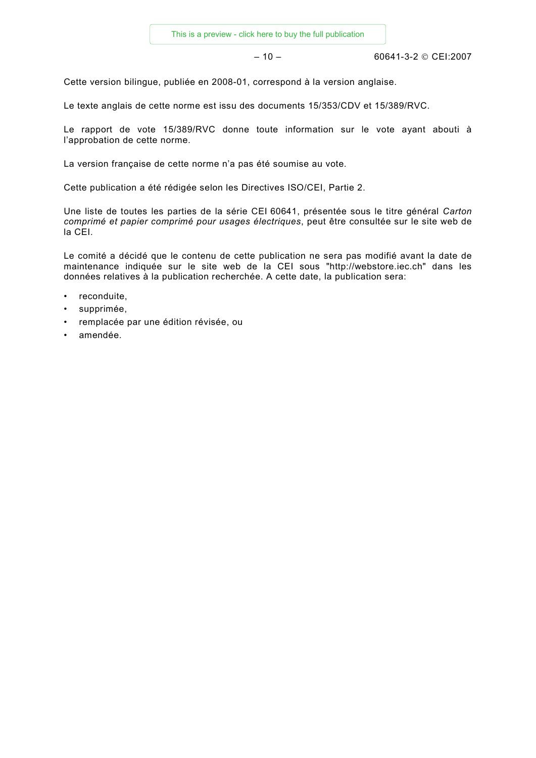Cette version bilingue, publiée en 2008-01, correspond à la version anglaise.

Le texte anglais de cette norme est issu des documents 15/353/CDV et 15/389/RVC.

Le rapport de vote 15/389/RVC donne toute information sur le vote ayant abouti à l'approbation de cette norme.

La version française de cette norme n'a pas été soumise au vote.

Cette publication a été rédigée selon les Directives ISO/CEI, Partie 2.

Une liste de toutes les parties de la série CEI 60641, présentée sous le titre général *Carton comprimé et papier comprimé pour usages électriques*, peut être consultée sur le site web de la CEI.

Le comité a décidé que le contenu de cette publication ne sera pas modifié avant la date de maintenance indiquée sur le site web de la CEI sous "http://webstore.iec.ch" dans les données relatives à la publication recherchée. A cette date, la publication sera:

- reconduite,
- supprimée,
- remplacée par une édition révisée, ou
- amendée.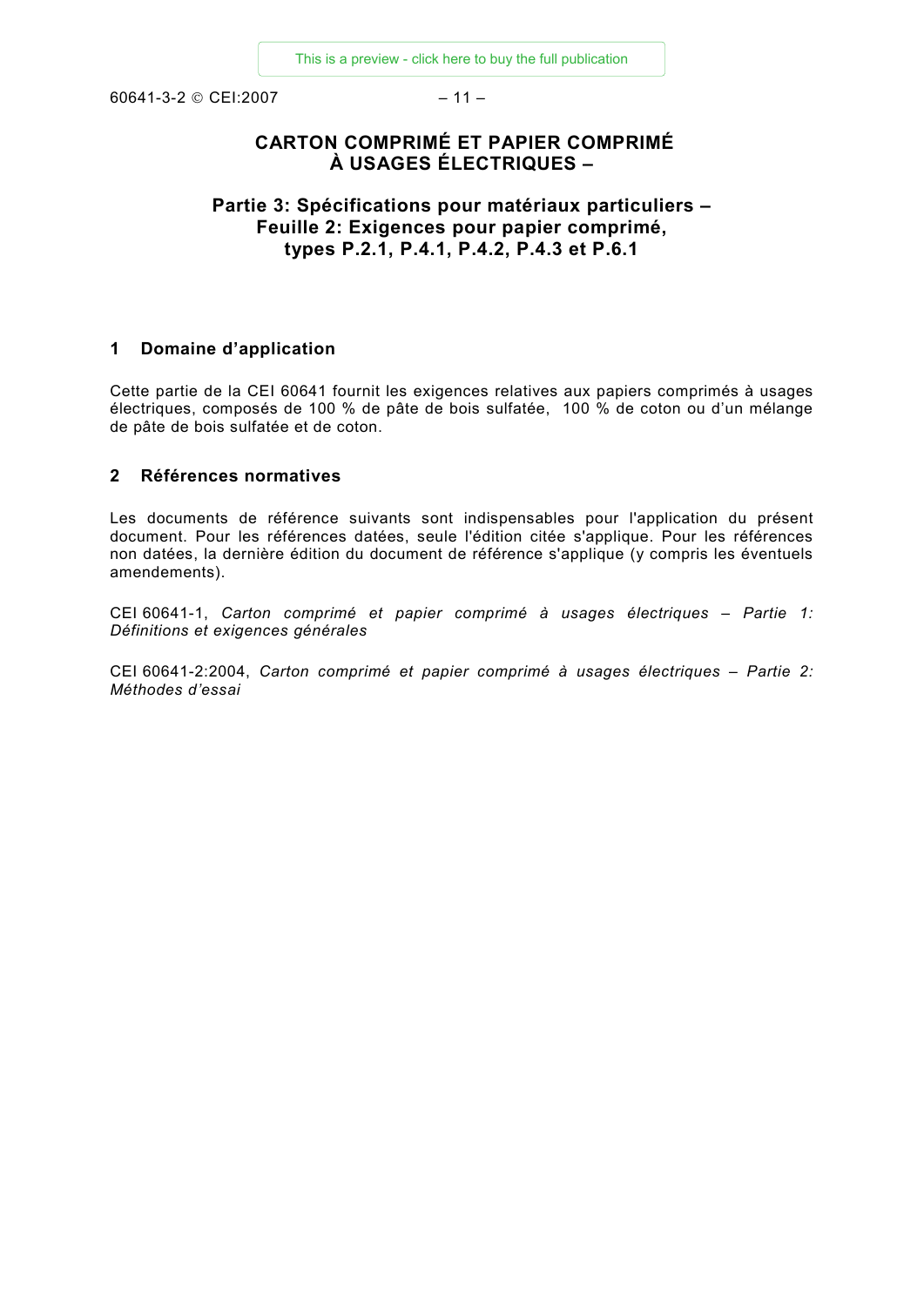# CARTON COMPRIMÉ ET PAPIER COMPRIMÉ À USAGES ÉLECTRIQUES –

## Partie 3: Spécifications pour matériaux particuliers – Feuille 2: Exigences pour papier comprimé, types P.2.1, P.4.1, P.4.2, P.4.3 et P.6.1

### 1 Domaine d'application

Cette partie de la CEI 60641 fournit les exigences relatives aux papiers comprimés à usages électriques, composés de 100 % de pâte de bois sulfatée, 100 % de coton ou d'un mélange de pâte de bois sulfatée et de coton.

### 2 Références normatives

Les documents de référence suivants sont indispensables pour l'application du présent document. Pour les références datées, seule l'édition citée s'applique. Pour les références non datées, la dernière édition du document de référence s'applique (y compris les éventuels amendements).

CEI 60641-1, *Carton comprimé et papier comprimé à usages électriques – Partie 1: Définitions et exigences générales*

CEI 60641-2:2004, *Carton comprimé et papier comprimé à usages électriques – Partie 2: Méthodes d'essai*